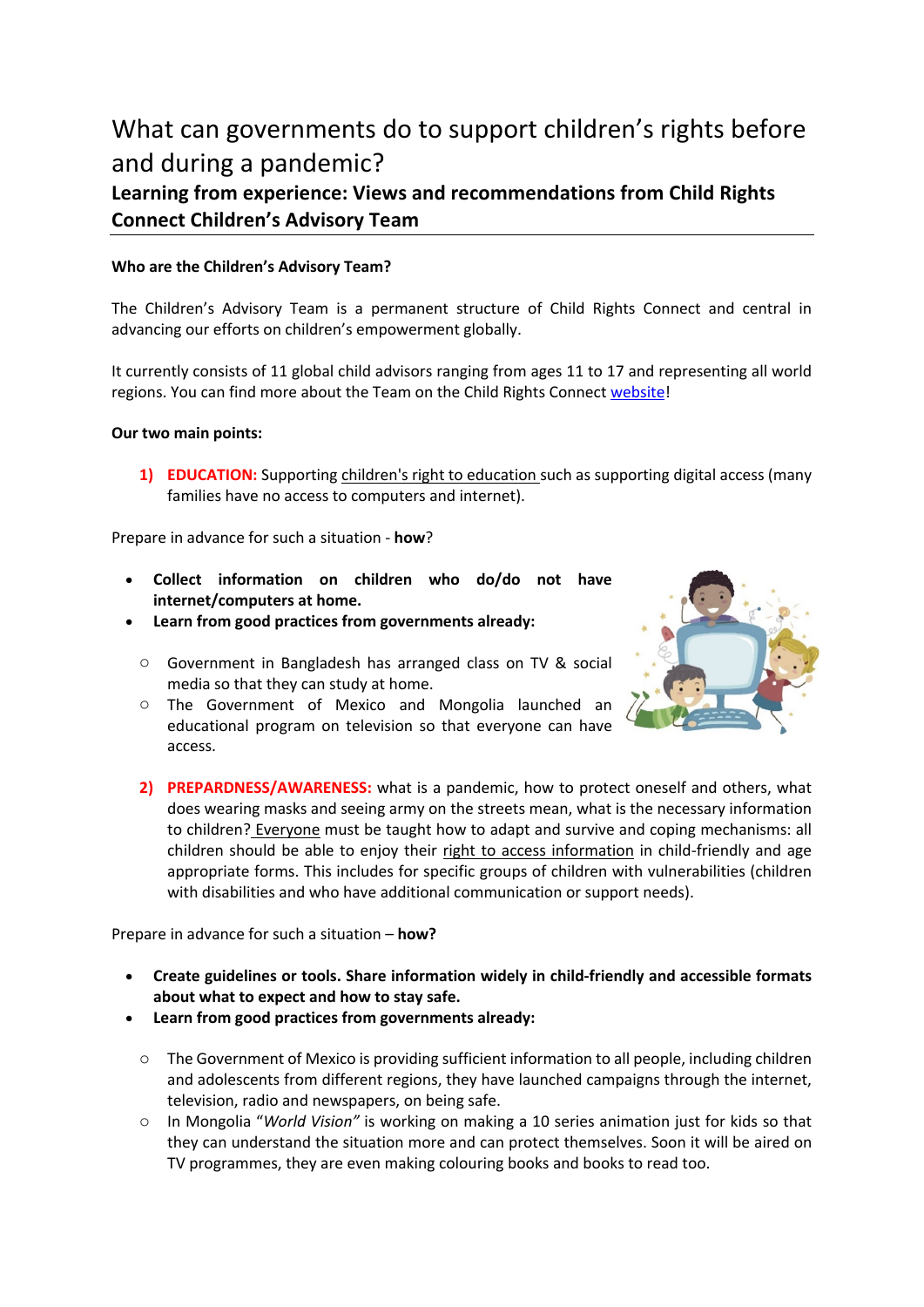# What can governments do to support children's rights before and during a pandemic?

## Learning from experience: Views and recommendations from Child Rights Connect Children's Advisory Team

**Who are the Children's Advisory Team?**

The Children's Advisory Team is a permanent structure of Child Rights Connect and central in advancing our efforts on children's empowerment globally.

It currently consists of 11 global child advisors ranging from ages 11 to 17 and representing all world regions. You can find more about the Team on the Child Rights Connect website!

**Our two main points:**

1) **EDUCATION:** Supporting children's right to education such as supporting digital access (many families have no access to computers and internet).

Prepare in advance for such a situation - **how**?

- **Collect information on children who do/do not have internet/computers at home.**
- **Learn from good practices from governments already:**
    - Government in Bangladesh has arranged class on TV & social media so that they can study at home.
    - The Government of Mexico and Mongolia launched an educational program on television so that everyone can have access.

2) **PREPARDNESS/AWARENESS:** what is a pandemic, how to protect oneself and others, what does wearing masks and seeing army on the streets mean, what is the necessary information to children? Everyone must be taught how to adapt and survive and coping mechanisms: all children should be able to enjoy their right to access information in child-friendly and age appropriate forms. This includes for specific groups of children with vulnerabilities (children with disabilities and who have additional communication or support needs).

Prepare in advance for such a situation – **how?**

- **Create guidelines or tools. Share information widely in child-friendly and accessible formats about what to expect and how to stay safe.**
- **Learn from good practices from governments already:**
    - The Government of Mexico is providing sufficient information to all people, including children and adolescents from different regions, they have launched campaigns through the internet, television, radio and newspapers, on being safe.
    - In Mongolia "*World Vision"* is working on making a 10 series animation just for kids so that they can understand the situation more and can protect themselves. Soon it will be aired on TV programmes, they are even making colouring books and books to read too.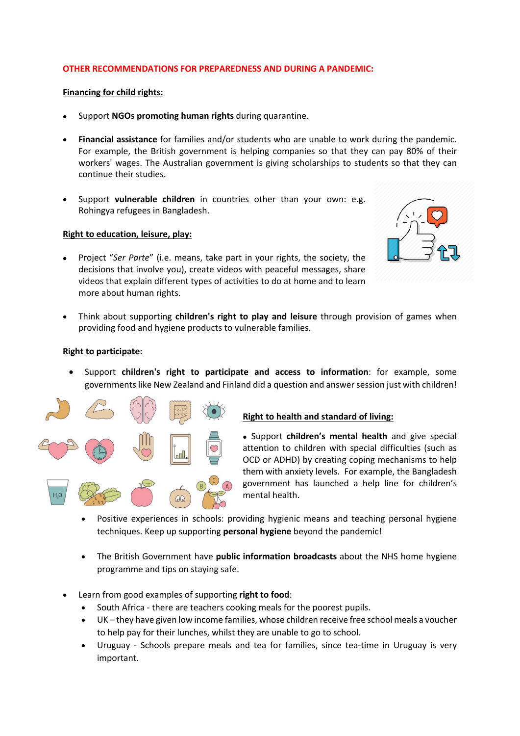**OTHER RECOMMENDATIONS FOR PREPAREDNESS AND DURING A PANDEMIC:**

**Financing for child rights:**

- Support **NGOs promoting human rights** during quarantine.
- **Financial assistance** for families and/or students who are unable to work during the pandemic. For example, the British government is helping companies so that they can pay 80% of their workers' wages. The Australian government is giving scholarships to students so that they can continue their studies.
- Support **vulnerable children** in countries other than your own: e.g. Rohingya refugees in Bangladesh.

**Right to education, leisure, play:**

- Project "*Ser Parte*" (i.e. means, take part in your rights, the society, the decisions that involve you), create videos with peaceful messages, share videos that explain different types of activities to do at home and to learn more about human rights.
- Think about supporting **children's right to play and leisure** through provision of games when providing food and hygiene products to vulnerable families.

**Right to participate:**

- Support **children's right to participate and access to information**: for example, some governments like New Zealand and Finland did a question and answer session just with children!

**Right to health and standard of living:**

- Support **children's mental health** and give special attention to children with special difficulties (such as OCD or ADHD) by creating coping mechanisms to help them with anxiety levels. For example, the Bangladesh government has launched a help line for children's mental health.
    - Positive experiences in schools: providing hygienic means and teaching personal hygiene techniques. Keep up supporting **personal hygiene** beyond the pandemic!
    - The British Government have **public information broadcasts** about the NHS home hygiene programme and tips on staying safe.
- Learn from good examples of supporting **right to food**:
    - South Africa - there are teachers cooking meals for the poorest pupils.
    - UK – they have given low income families, whose children receive free school meals a voucher to help pay for their lunches, whilst they are unable to go to school.
    - Uruguay - Schools prepare meals and tea for families, since tea-time in Uruguay is very important.